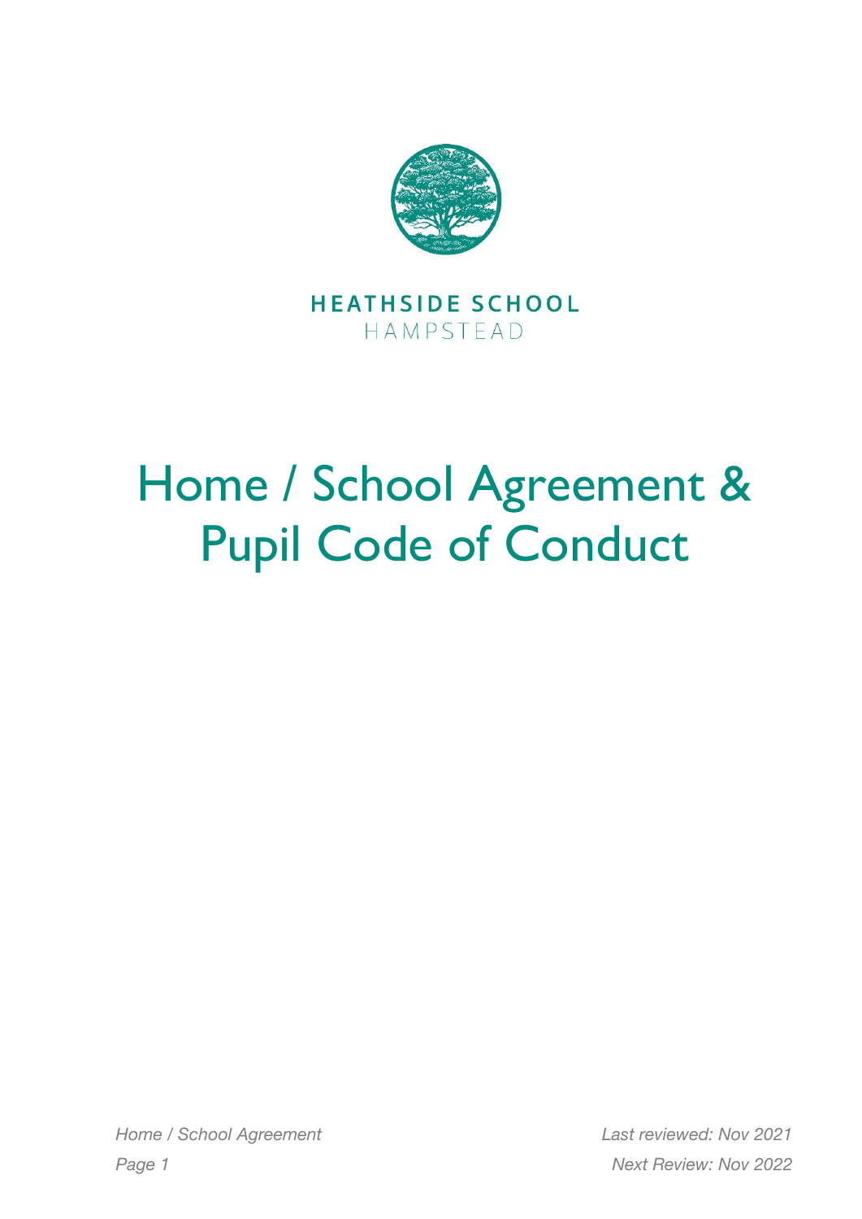HEATHSIDE SCHOOL
HAMPSTEAD

# Home / School Agreement & Pupil Code of Conduct

*Last reviewed: Nov 2021*

*Next Review: Nov 2022*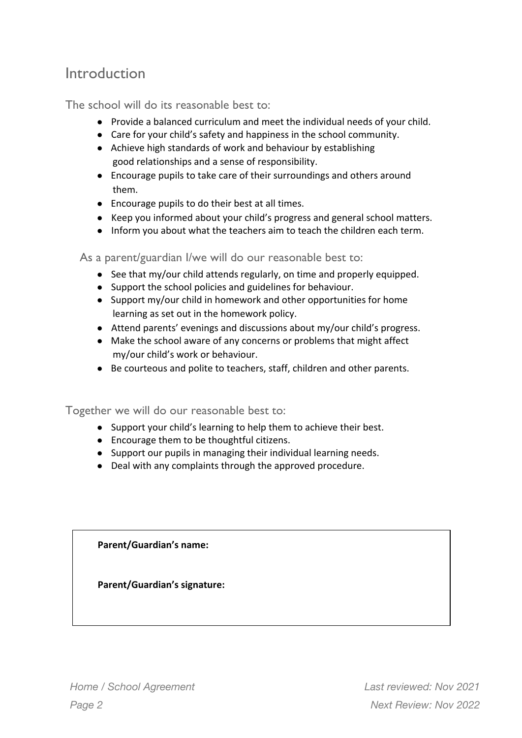## Introduction

### The school will do its reasonable best to:

- Provide a balanced curriculum and meet the individual needs of your child.
- Care for your child's safety and happiness in the school community.
- Achieve high standards of work and behaviour by establishing good relationships and a sense of responsibility.
- Encourage pupils to take care of their surroundings and others around them.
- Encourage pupils to do their best at all times.
- Keep you informed about your child's progress and general school matters.
- Inform you about what the teachers aim to teach the children each term.

### As a parent/guardian I/we will do our reasonable best to:

- See that my/our child attends regularly, on time and properly equipped.
- Support the school policies and guidelines for behaviour.
- Support my/our child in homework and other opportunities for home learning as set out in the homework policy.
- Attend parents' evenings and discussions about my/our child's progress.
- Make the school aware of any concerns or problems that might affect my/our child's work or behaviour.
- Be courteous and polite to teachers, staff, children and other parents.

### Together we will do our reasonable best to:

- Support your child's learning to help them to achieve their best.
- Encourage them to be thoughtful citizens.
- Support our pupils in managing their individual learning needs.
- Deal with any complaints through the approved procedure.

**Parent/Guardian's name:**

**Parent/Guardian's signature:**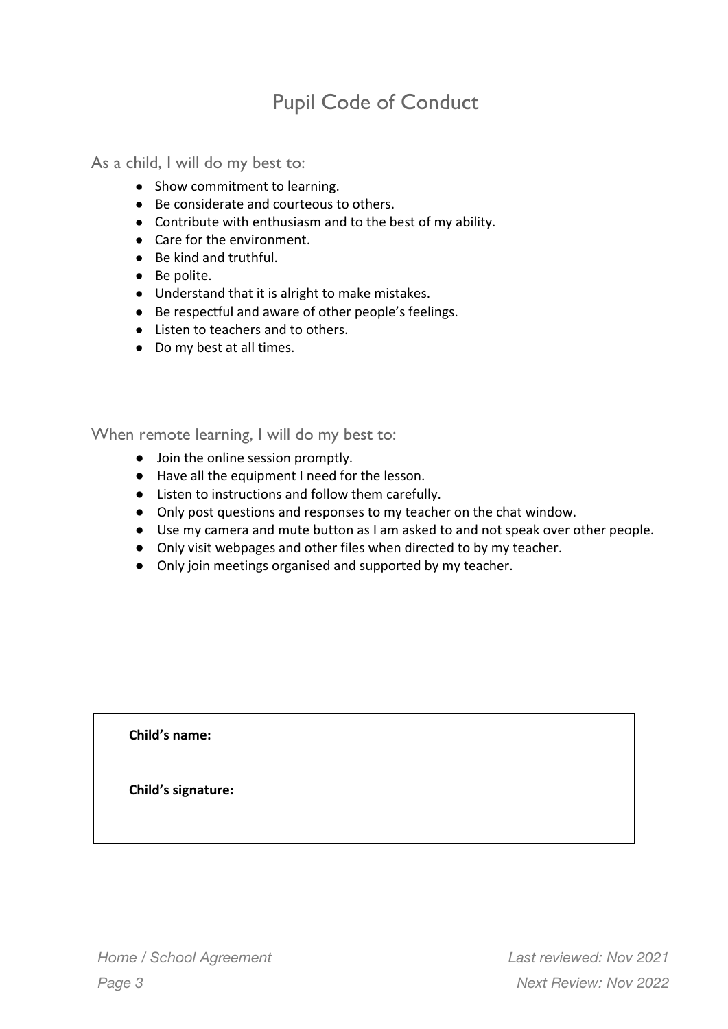# Pupil Code of Conduct

## As a child, I will do my best to:

- Show commitment to learning.
- Be considerate and courteous to others.
- Contribute with enthusiasm and to the best of my ability.
- Care for the environment.
- Be kind and truthful.
- Be polite.
- Understand that it is alright to make mistakes.
- Be respectful and aware of other people's feelings.
- Listen to teachers and to others.
- Do my best at all times.

## When remote learning, I will do my best to:

- Join the online session promptly.
- Have all the equipment I need for the lesson.
- Listen to instructions and follow them carefully.
- Only post questions and responses to my teacher on the chat window.
- Use my camera and mute button as I am asked to and not speak over other people.
- Only visit webpages and other files when directed to by my teacher.
- Only join meetings organised and supported by my teacher.

**Child's name:**

**Child's signature:**